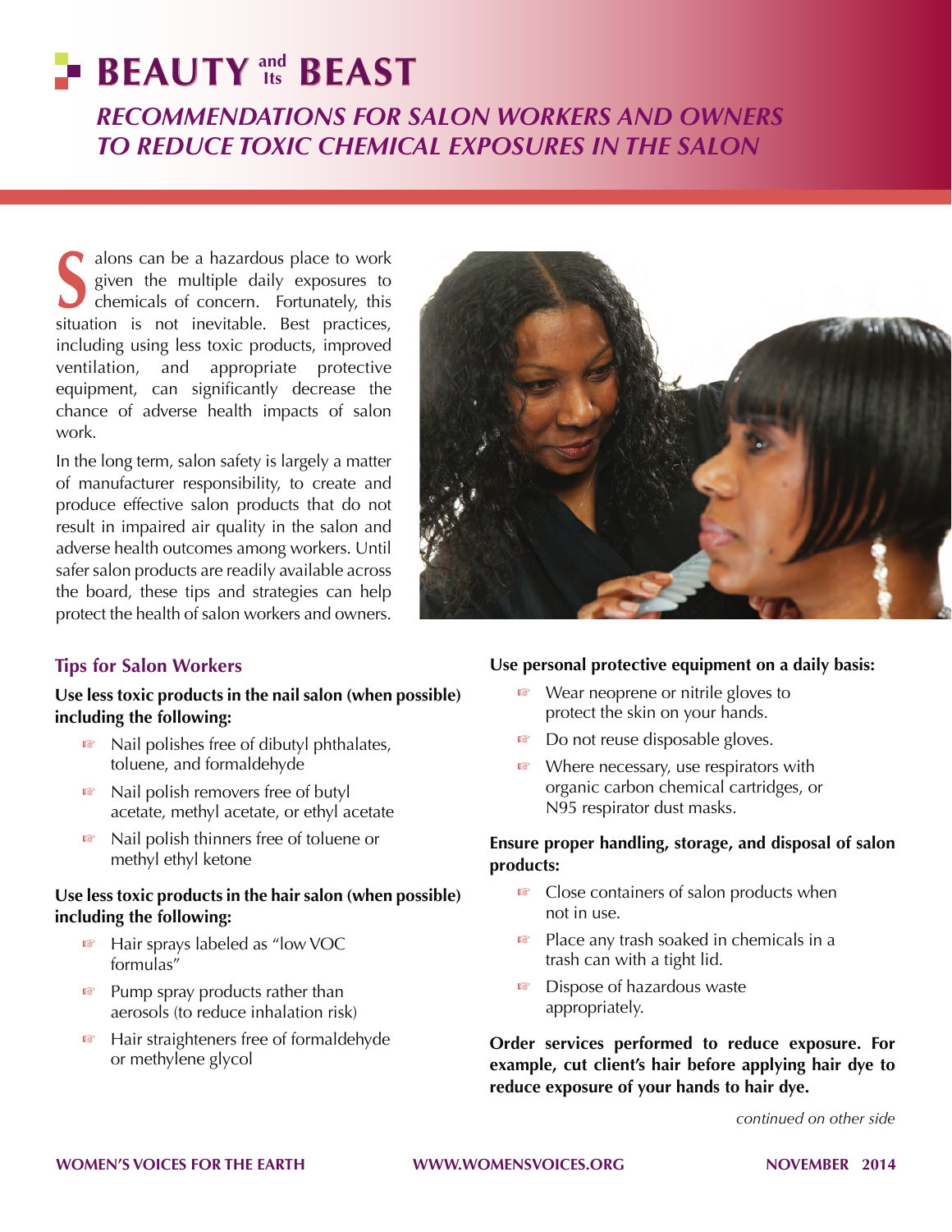# BEAUTY and Its BEAST

## *RECOMMENDATIONS FOR SALON WORKERS AND OWNERS TO REDUCE TOXIC CHEMICAL EXPOSURES IN THE SALON*

Salons can be a hazardous place to work given the multiple daily exposures to chemicals of concern. Fortunately, this situation is not inevitable. Best practices, including using less toxic products, improved ventilation, and appropriate protective equipment, can significantly decrease the chance of adverse health impacts of salon work.

In the long term, salon safety is largely a matter of manufacturer responsibility, to create and produce effective salon products that do not result in impaired air quality in the salon and adverse health outcomes among workers. Until safer salon products are readily available across the board, these tips and strategies can help protect the health of salon workers and owners.

## Tips for Salon Workers

**Use less toxic products in the nail salon (when possible) including the following:**

- Nail polishes free of dibutyl phthalates, toluene, and formaldehyde
- Nail polish removers free of butyl acetate, methyl acetate, or ethyl acetate
- Nail polish thinners free of toluene or methyl ethyl ketone

**Use less toxic products in the hair salon (when possible) including the following:**

- Hair sprays labeled as "low VOC formulas"
- Pump spray products rather than aerosols (to reduce inhalation risk)
- Hair straighteners free of formaldehyde or methylene glycol

**Use personal protective equipment on a daily basis:**

- Wear neoprene or nitrile gloves to protect the skin on your hands.
- Do not reuse disposable gloves.
- Where necessary, use respirators with organic carbon chemical cartridges, or N95 respirator dust masks.

**Ensure proper handling, storage, and disposal of salon products:**

- Close containers of salon products when not in use.
- Place any trash soaked in chemicals in a trash can with a tight lid.
- Dispose of hazardous waste appropriately.

**Order services performed to reduce exposure. For example, cut client's hair before applying hair dye to reduce exposure of your hands to hair dye.**

*continued on other side*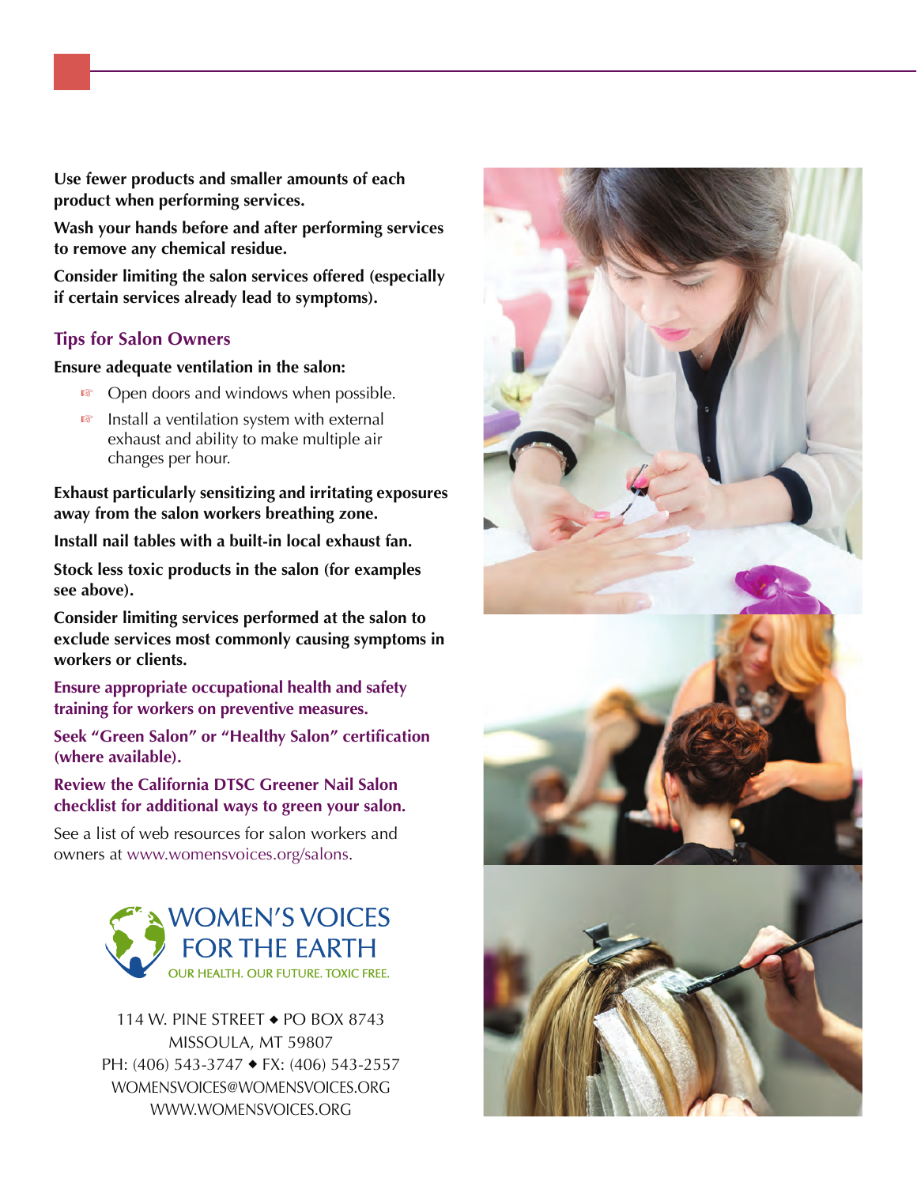**Use fewer products and smaller amounts of each product when performing services.**

**Wash your hands before and after performing services to remove any chemical residue.**

**Consider limiting the salon services offered (especially if certain services already lead to symptoms).**

## Tips for Salon Owners

**Ensure adequate ventilation in the salon:**

- Open doors and windows when possible.
- Install a ventilation system with external exhaust and ability to make multiple air changes per hour.

**Exhaust particularly sensitizing and irritating exposures away from the salon workers breathing zone.**

**Install nail tables with a built-in local exhaust fan.**

**Stock less toxic products in the salon (for examples see above).**

**Consider limiting services performed at the salon to exclude services most commonly causing symptoms in workers or clients.**

**Ensure appropriate occupational health and safety training for workers on preventive measures.**

**Seek "Green Salon" or "Healthy Salon" certification (where available).**

**Review the California DTSC Greener Nail Salon checklist for additional ways to green your salon.**

See a list of web resources for salon workers and owners at www.womensvoices.org/salons.

WOMEN'S VOICES FOR THE EARTH

OUR HEALTH. OUR FUTURE. TOXIC FREE.

114 W. PINE STREET ◆ PO BOX 8743
MISSOULA, MT 59807
PH: (406) 543-3747 ◆ FX: (406) 543-2557
WOMENSVOICES@WOMENSVOICES.ORG
WWW.WOMENSVOICES.ORG